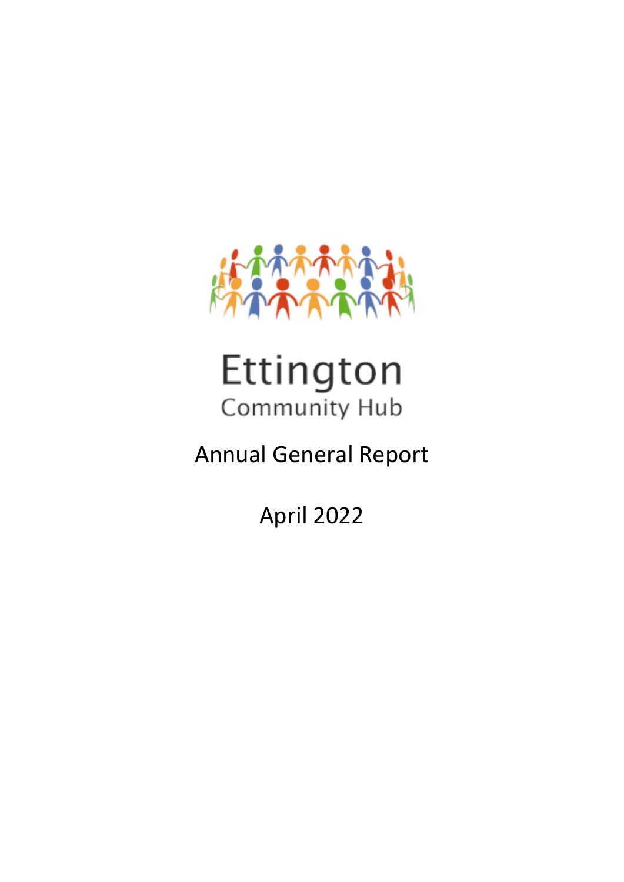# Ettington

Community Hub

## Annual General Report

April 2022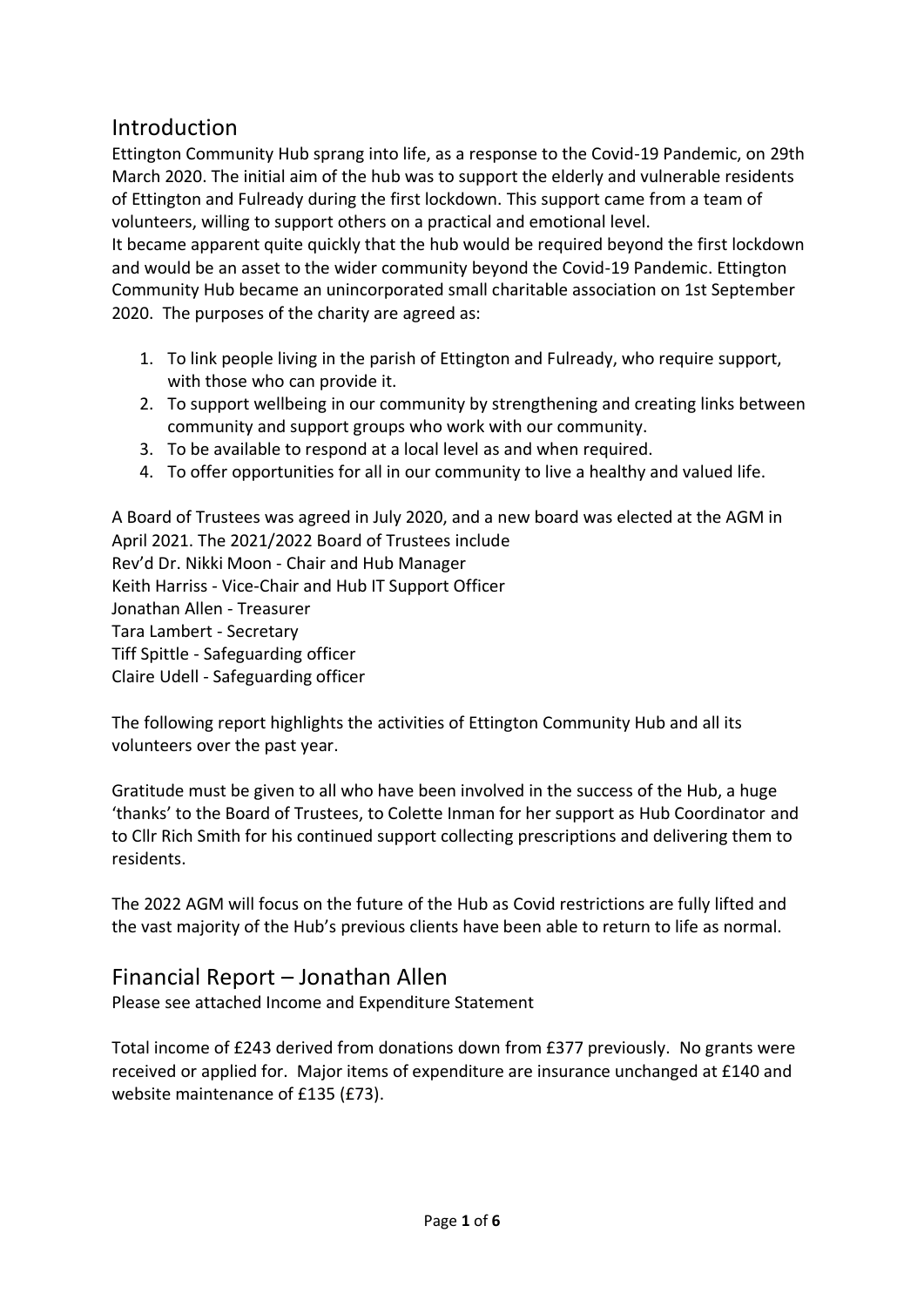## Introduction

Ettington Community Hub sprang into life, as a response to the Covid-19 Pandemic, on 29th March 2020. The initial aim of the hub was to support the elderly and vulnerable residents of Ettington and Fulready during the first lockdown. This support came from a team of volunteers, willing to support others on a practical and emotional level.

It became apparent quite quickly that the hub would be required beyond the first lockdown and would be an asset to the wider community beyond the Covid-19 Pandemic. Ettington Community Hub became an unincorporated small charitable association on 1st September 2020. The purposes of the charity are agreed as:

1. To link people living in the parish of Ettington and Fulready, who require support, with those who can provide it.
2. To support wellbeing in our community by strengthening and creating links between community and support groups who work with our community.
3. To be available to respond at a local level as and when required.
4. To offer opportunities for all in our community to live a healthy and valued life.

A Board of Trustees was agreed in July 2020, and a new board was elected at the AGM in April 2021. The 2021/2022 Board of Trustees include
Rev'd Dr. Nikki Moon - Chair and Hub Manager
Keith Harriss - Vice-Chair and Hub IT Support Officer
Jonathan Allen - Treasurer
Tara Lambert - Secretary
Tiff Spittle - Safeguarding officer
Claire Udell - Safeguarding officer

The following report highlights the activities of Ettington Community Hub and all its volunteers over the past year.

Gratitude must be given to all who have been involved in the success of the Hub, a huge 'thanks' to the Board of Trustees, to Colette Inman for her support as Hub Coordinator and to Cllr Rich Smith for his continued support collecting prescriptions and delivering them to residents.

The 2022 AGM will focus on the future of the Hub as Covid restrictions are fully lifted and the vast majority of the Hub's previous clients have been able to return to life as normal.

## Financial Report – Jonathan Allen

Please see attached Income and Expenditure Statement

Total income of £243 derived from donations down from £377 previously. No grants were received or applied for. Major items of expenditure are insurance unchanged at £140 and website maintenance of £135 (£73).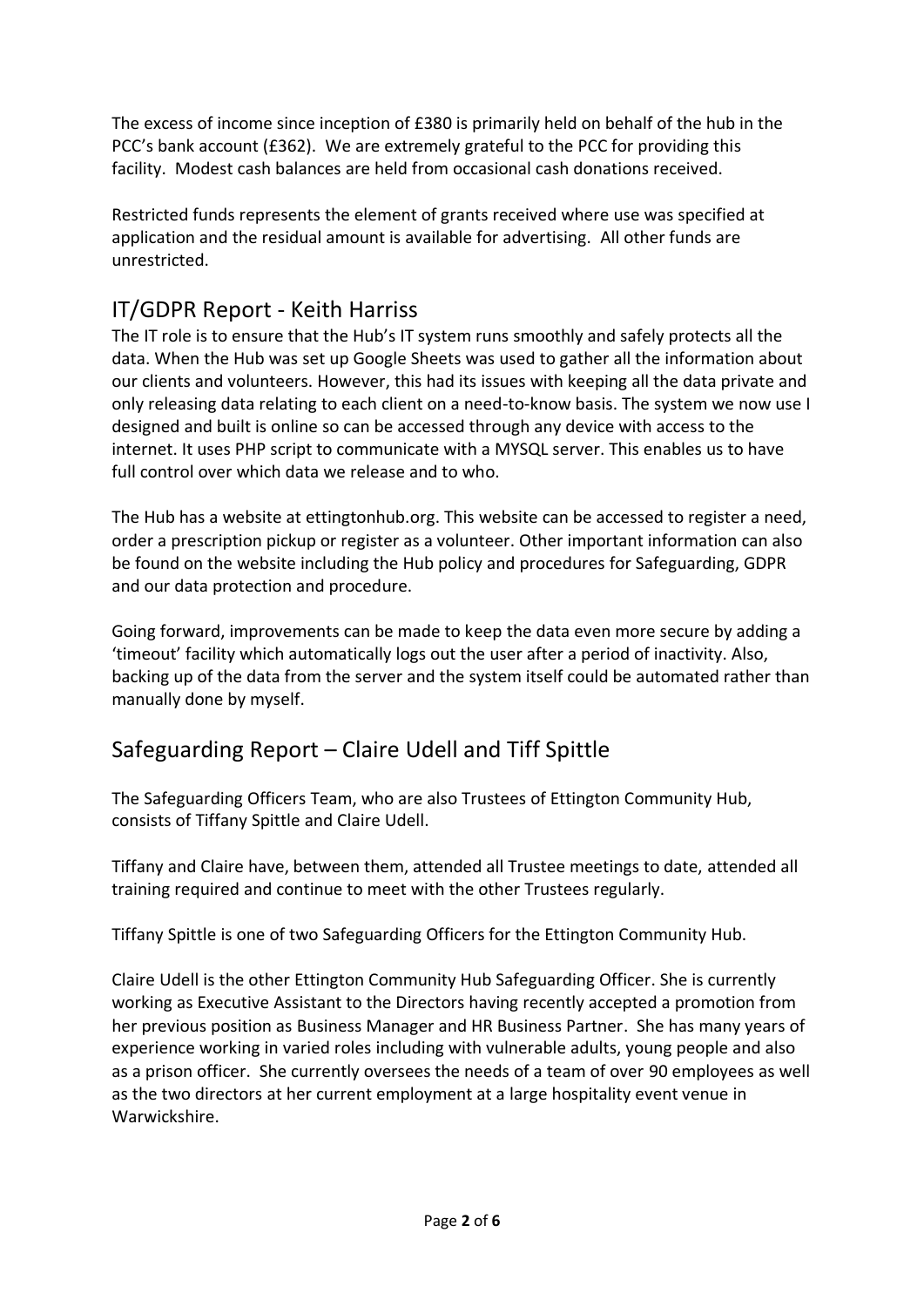The excess of income since inception of £380 is primarily held on behalf of the hub in the PCC's bank account (£362). We are extremely grateful to the PCC for providing this facility. Modest cash balances are held from occasional cash donations received.

Restricted funds represents the element of grants received where use was specified at application and the residual amount is available for advertising. All other funds are unrestricted.

## IT/GDPR Report - Keith Harriss

The IT role is to ensure that the Hub's IT system runs smoothly and safely protects all the data. When the Hub was set up Google Sheets was used to gather all the information about our clients and volunteers. However, this had its issues with keeping all the data private and only releasing data relating to each client on a need-to-know basis. The system we now use I designed and built is online so can be accessed through any device with access to the internet. It uses PHP script to communicate with a MYSQL server. This enables us to have full control over which data we release and to who.

The Hub has a website at ettingtonhub.org. This website can be accessed to register a need, order a prescription pickup or register as a volunteer. Other important information can also be found on the website including the Hub policy and procedures for Safeguarding, GDPR and our data protection and procedure.

Going forward, improvements can be made to keep the data even more secure by adding a 'timeout' facility which automatically logs out the user after a period of inactivity. Also, backing up of the data from the server and the system itself could be automated rather than manually done by myself.

## Safeguarding Report – Claire Udell and Tiff Spittle

The Safeguarding Officers Team, who are also Trustees of Ettington Community Hub, consists of Tiffany Spittle and Claire Udell.

Tiffany and Claire have, between them, attended all Trustee meetings to date, attended all training required and continue to meet with the other Trustees regularly.

Tiffany Spittle is one of two Safeguarding Officers for the Ettington Community Hub.

Claire Udell is the other Ettington Community Hub Safeguarding Officer. She is currently working as Executive Assistant to the Directors having recently accepted a promotion from her previous position as Business Manager and HR Business Partner. She has many years of experience working in varied roles including with vulnerable adults, young people and also as a prison officer. She currently oversees the needs of a team of over 90 employees as well as the two directors at her current employment at a large hospitality event venue in Warwickshire.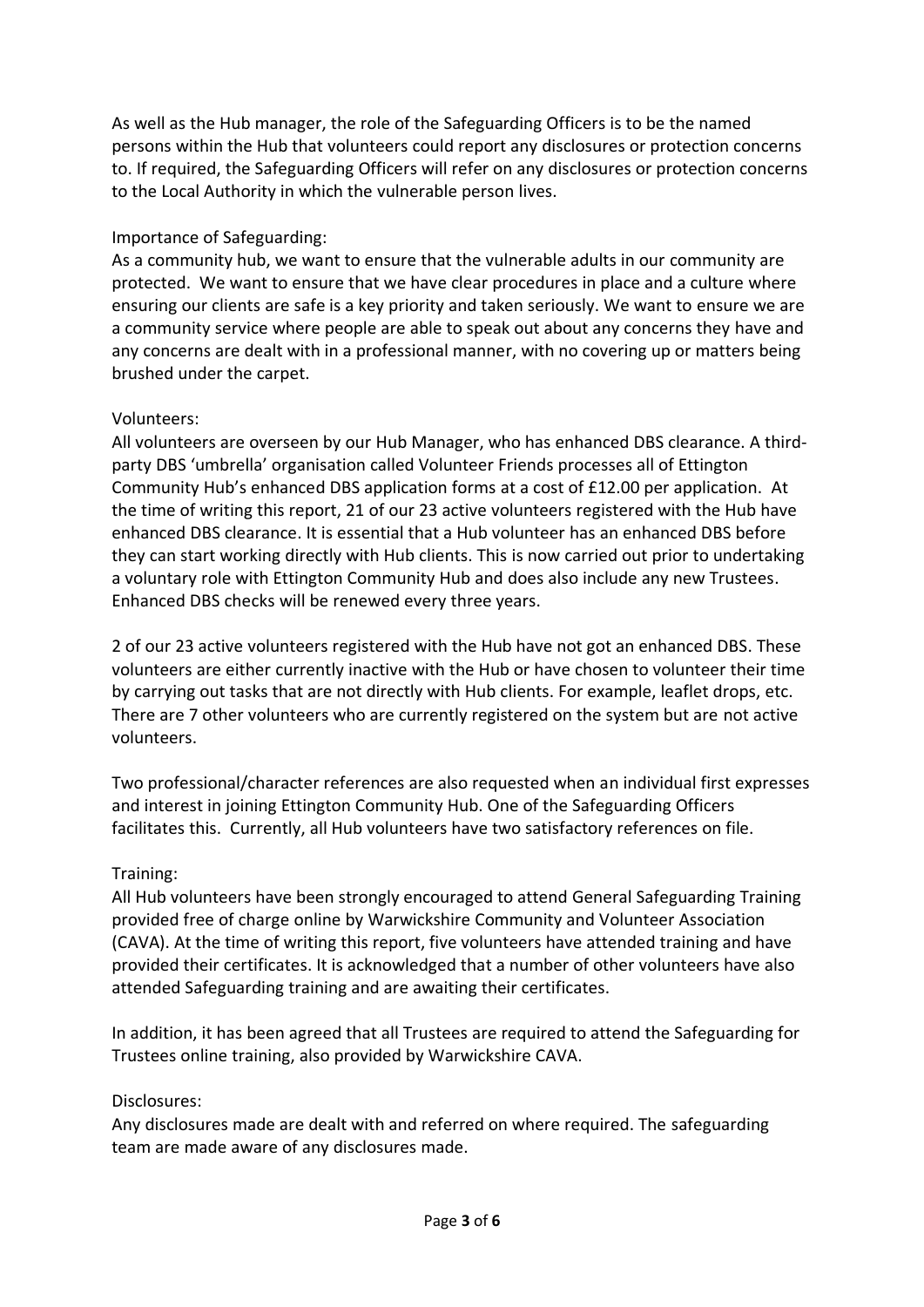As well as the Hub manager, the role of the Safeguarding Officers is to be the named persons within the Hub that volunteers could report any disclosures or protection concerns to. If required, the Safeguarding Officers will refer on any disclosures or protection concerns to the Local Authority in which the vulnerable person lives.

Importance of Safeguarding:

As a community hub, we want to ensure that the vulnerable adults in our community are protected. We want to ensure that we have clear procedures in place and a culture where ensuring our clients are safe is a key priority and taken seriously. We want to ensure we are a community service where people are able to speak out about any concerns they have and any concerns are dealt with in a professional manner, with no covering up or matters being brushed under the carpet.

Volunteers:

All volunteers are overseen by our Hub Manager, who has enhanced DBS clearance. A third-party DBS 'umbrella' organisation called Volunteer Friends processes all of Ettington Community Hub's enhanced DBS application forms at a cost of £12.00 per application. At the time of writing this report, 21 of our 23 active volunteers registered with the Hub have enhanced DBS clearance. It is essential that a Hub volunteer has an enhanced DBS before they can start working directly with Hub clients. This is now carried out prior to undertaking a voluntary role with Ettington Community Hub and does also include any new Trustees. Enhanced DBS checks will be renewed every three years.

2 of our 23 active volunteers registered with the Hub have not got an enhanced DBS. These volunteers are either currently inactive with the Hub or have chosen to volunteer their time by carrying out tasks that are not directly with Hub clients. For example, leaflet drops, etc. There are 7 other volunteers who are currently registered on the system but are not active volunteers.

Two professional/character references are also requested when an individual first expresses and interest in joining Ettington Community Hub. One of the Safeguarding Officers facilitates this. Currently, all Hub volunteers have two satisfactory references on file.

Training:

All Hub volunteers have been strongly encouraged to attend General Safeguarding Training provided free of charge online by Warwickshire Community and Volunteer Association (CAVA). At the time of writing this report, five volunteers have attended training and have provided their certificates. It is acknowledged that a number of other volunteers have also attended Safeguarding training and are awaiting their certificates.

In addition, it has been agreed that all Trustees are required to attend the Safeguarding for Trustees online training, also provided by Warwickshire CAVA.

Disclosures:

Any disclosures made are dealt with and referred on where required. The safeguarding team are made aware of any disclosures made.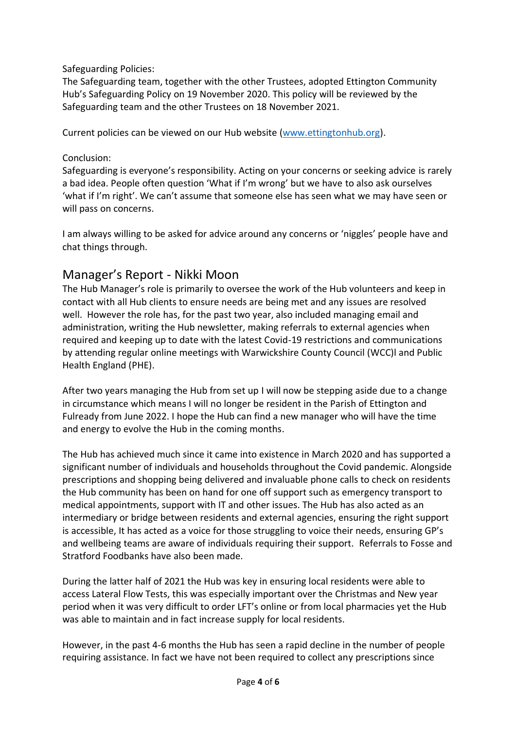Safeguarding Policies:
The Safeguarding team, together with the other Trustees, adopted Ettington Community Hub's Safeguarding Policy on 19 November 2020. This policy will be reviewed by the Safeguarding team and the other Trustees on 18 November 2021.

Current policies can be viewed on our Hub website (www.ettingtonhub.org).

Conclusion:
Safeguarding is everyone's responsibility. Acting on your concerns or seeking advice is rarely a bad idea. People often question 'What if I'm wrong' but we have to also ask ourselves 'what if I'm right'. We can't assume that someone else has seen what we may have seen or will pass on concerns.

I am always willing to be asked for advice around any concerns or 'niggles' people have and chat things through.

## Manager's Report - Nikki Moon

The Hub Manager's role is primarily to oversee the work of the Hub volunteers and keep in contact with all Hub clients to ensure needs are being met and any issues are resolved well. However the role has, for the past two year, also included managing email and administration, writing the Hub newsletter, making referrals to external agencies when required and keeping up to date with the latest Covid-19 restrictions and communications by attending regular online meetings with Warwickshire County Council (WCC)l and Public Health England (PHE).

After two years managing the Hub from set up I will now be stepping aside due to a change in circumstance which means I will no longer be resident in the Parish of Ettington and Fulready from June 2022. I hope the Hub can find a new manager who will have the time and energy to evolve the Hub in the coming months.

The Hub has achieved much since it came into existence in March 2020 and has supported a significant number of individuals and households throughout the Covid pandemic. Alongside prescriptions and shopping being delivered and invaluable phone calls to check on residents the Hub community has been on hand for one off support such as emergency transport to medical appointments, support with IT and other issues. The Hub has also acted as an intermediary or bridge between residents and external agencies, ensuring the right support is accessible, It has acted as a voice for those struggling to voice their needs, ensuring GP's and wellbeing teams are aware of individuals requiring their support. Referrals to Fosse and Stratford Foodbanks have also been made.

During the latter half of 2021 the Hub was key in ensuring local residents were able to access Lateral Flow Tests, this was especially important over the Christmas and New year period when it was very difficult to order LFT's online or from local pharmacies yet the Hub was able to maintain and in fact increase supply for local residents.

However, in the past 4-6 months the Hub has seen a rapid decline in the number of people requiring assistance. In fact we have not been required to collect any prescriptions since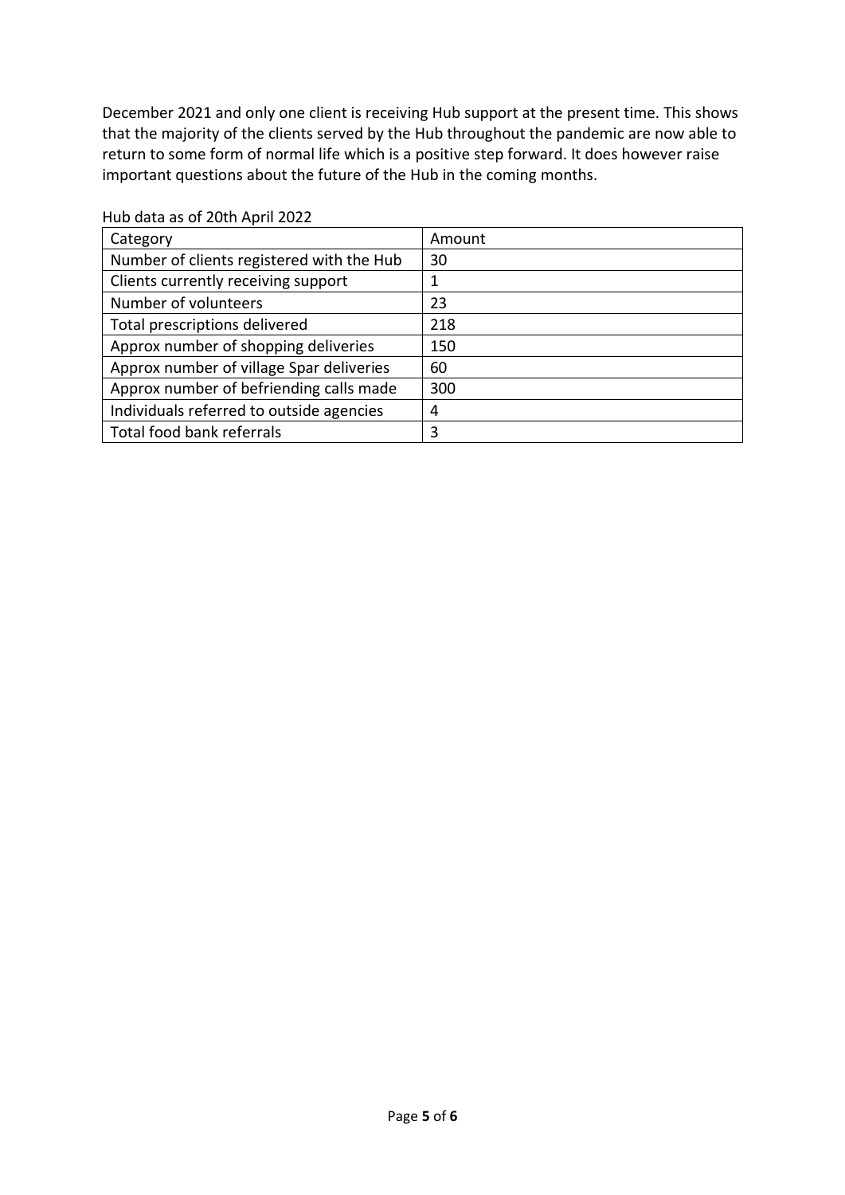December 2021 and only one client is receiving Hub support at the present time. This shows that the majority of the clients served by the Hub throughout the pandemic are now able to return to some form of normal life which is a positive step forward. It does however raise important questions about the future of the Hub in the coming months.

Hub data as of 20th April 2022

| Category | Amount |
| --- | --- |
| Number of clients registered with the Hub | 30 |
| Clients currently receiving support | 1 |
| Number of volunteers | 23 |
| Total prescriptions delivered | 218 |
| Approx number of shopping deliveries | 150 |
| Approx number of village Spar deliveries | 60 |
| Approx number of befriending calls made | 300 |
| Individuals referred to outside agencies | 4 |
| Total food bank referrals | 3 |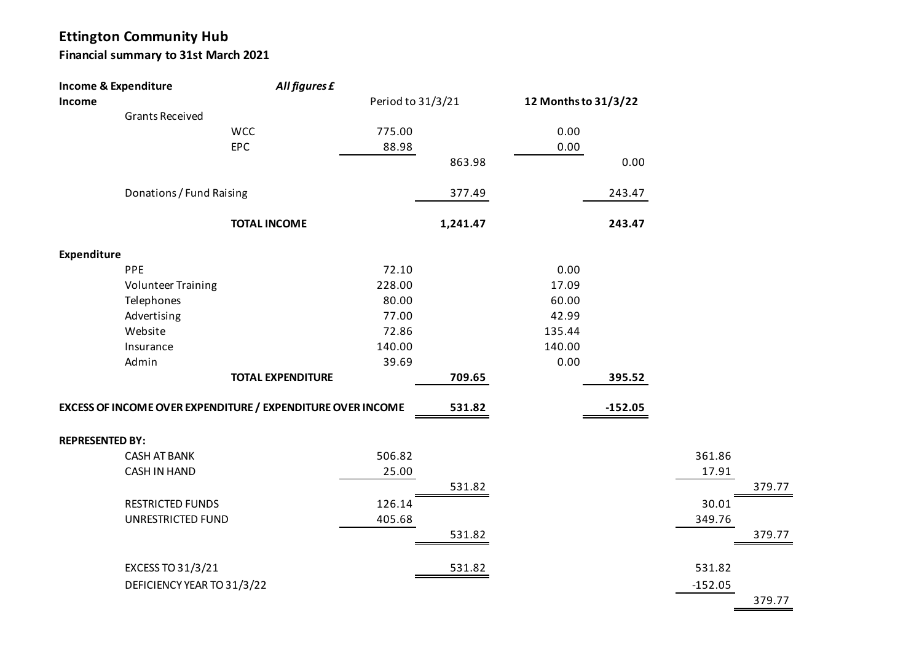## Ettington Community Hub

### Financial summary to 31st March 2021

| Income & Expenditure | | *All figures £* | | | | | |
|---|---|---|---|---|---|---|---|
| **Income** | | Period to 31/3/21 | | **12 Months to 31/3/22** | | | |
| Grants Received | | | | | | | |
| | WCC | 775.00 | | 0.00 | | | |
| | EPC | 88.98 | | 0.00 | | | |
| | | | 863.98 | | 0.00 | | |
| Donations / Fund Raising | | | 377.49 | | 243.47 | | |
| | **TOTAL INCOME** | | **1,241.47** | | **243.47** | | |
| **Expenditure** | | | | | | | |
| PPE | | 72.10 | | 0.00 | | | |
| Volunteer Training | | 228.00 | | 17.09 | | | |
| Telephones | | 80.00 | | 60.00 | | | |
| Advertising | | 77.00 | | 42.99 | | | |
| Website | | 72.86 | | 135.44 | | | |
| Insurance | | 140.00 | | 140.00 | | | |
| Admin | | 39.69 | | 0.00 | | | |
| | **TOTAL EXPENDITURE** | | **709.65** | | **395.52** | | |
| **EXCESS OF INCOME OVER EXPENDITURE / EXPENDITURE OVER INCOME** | | | **531.82** | | **-152.05** | | |
| **REPRESENTED BY:** | | | | | | | |
| CASH AT BANK | | 506.82 | | | | 361.86 | |
| CASH IN HAND | | 25.00 | | | | 17.91 | |
| | | | 531.82 | | | | 379.77 |
| RESTRICTED FUNDS | | 126.14 | | | | 30.01 | |
| UNRESTRICTED FUND | | 405.68 | | | | 349.76 | |
| | | | 531.82 | | | | 379.77 |
| EXCESS TO 31/3/21 | | | 531.82 | | | 531.82 | |
| DEFICIENCY YEAR TO 31/3/22 | | | | | | -152.05 | |
| | | | | | | | 379.77 |